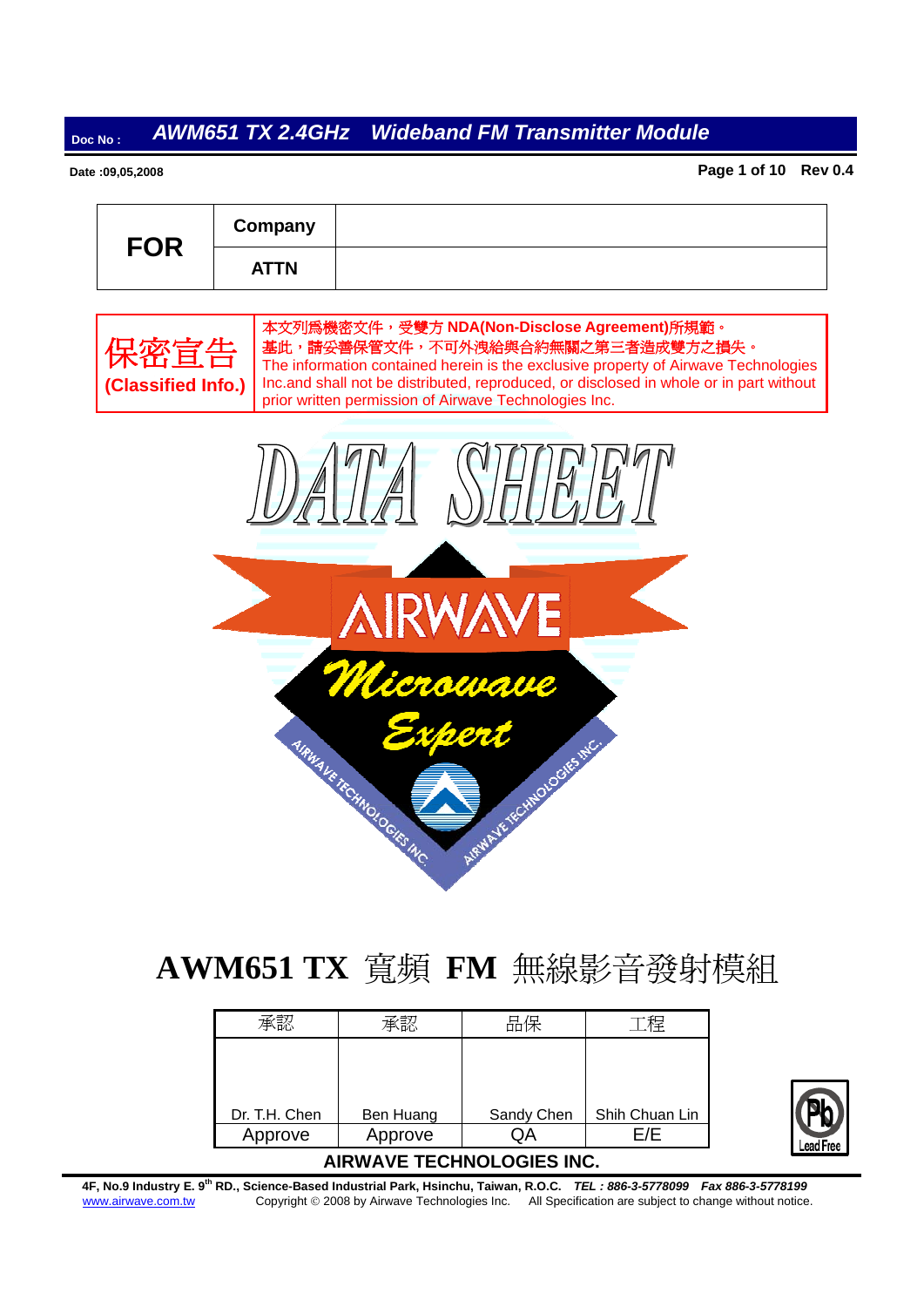Doc No : *AWM651 TX 2.4GHz Wideband FM Transmitter Module*

Date :09,05,2008

Rev 0.4

| FOR | Company | |
|---|---|---|
| | ATTN | |

| 保密宣告 (Classified Info.) | 本文列爲機密文件，受雙方 NDA(Non-Disclose Agreement)所規範。基此，請妥善保管文件，不可外洩給與合約無關之第三者造成雙方之損失。The information contained herein is the exclusive property of Airwave Technologies Inc.and shall not be distributed, reproduced, or disclosed in whole or in part without prior written permission of Airwave Technologies Inc. |
|---|---|

DATA SHEET

AIRWAVE Microwave Expert

AIRWAVE TECHNOLOGIES INC.

# AWM651 TX 寬頻 FM 無線影音發射模組

| 承認 | 承認 | 品保 | 工程 |
|---|---|---|---|
| Dr. T.H. Chen | Ben Huang | Sandy Chen | Shih Chuan Lin |
| Approve | Approve | QA | E/E |

Lead Free

**AIRWAVE TECHNOLOGIES INC.**

**4F, No.9 Industry E. 9th RD., Science-Based Industrial Park, Hsinchu, Taiwan, R.O.C.** ***TEL : 886-3-5778099 Fax 886-3-5778199***

www.airwave.com.tw Copyright © 2008 by Airwave Technologies Inc. All Specification are subject to change without notice.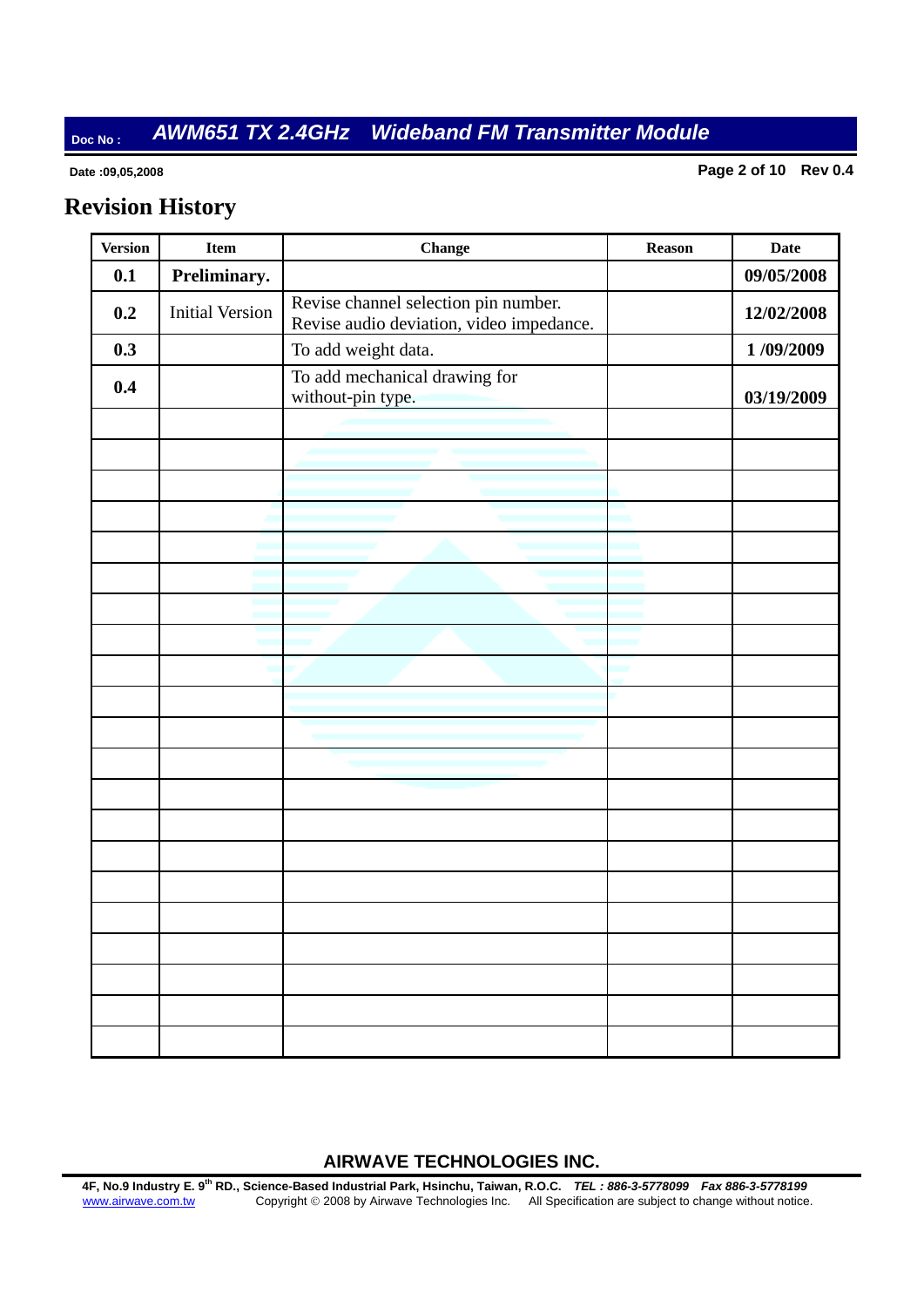# Revision History

| Version | Item | Change | Reason | Date |
|---|---|---|---|---|
| **0.1** | **Preliminary.** | | | **09/05/2008** |
| **0.2** | Initial Version | Revise channel selection pin number. Revise audio deviation, video impedance. | | **12/02/2008** |
| **0.3** | | To add weight data. | | **1 /09/2009** |
| **0.4** | | To add mechanical drawing for without-pin type. | | **03/19/2009** |
| | | | | |
| | | | | |
| | | | | |
| | | | | |
| | | | | |
| | | | | |
| | | | | |
| | | | | |
| | | | | |
| | | | | |
| | | | | |
| | | | | |
| | | | | |
| | | | | |
| | | | | |
| | | | | |
| | | | | |
| | | | | |
| | | | | |
| | | | | |
| | | | | |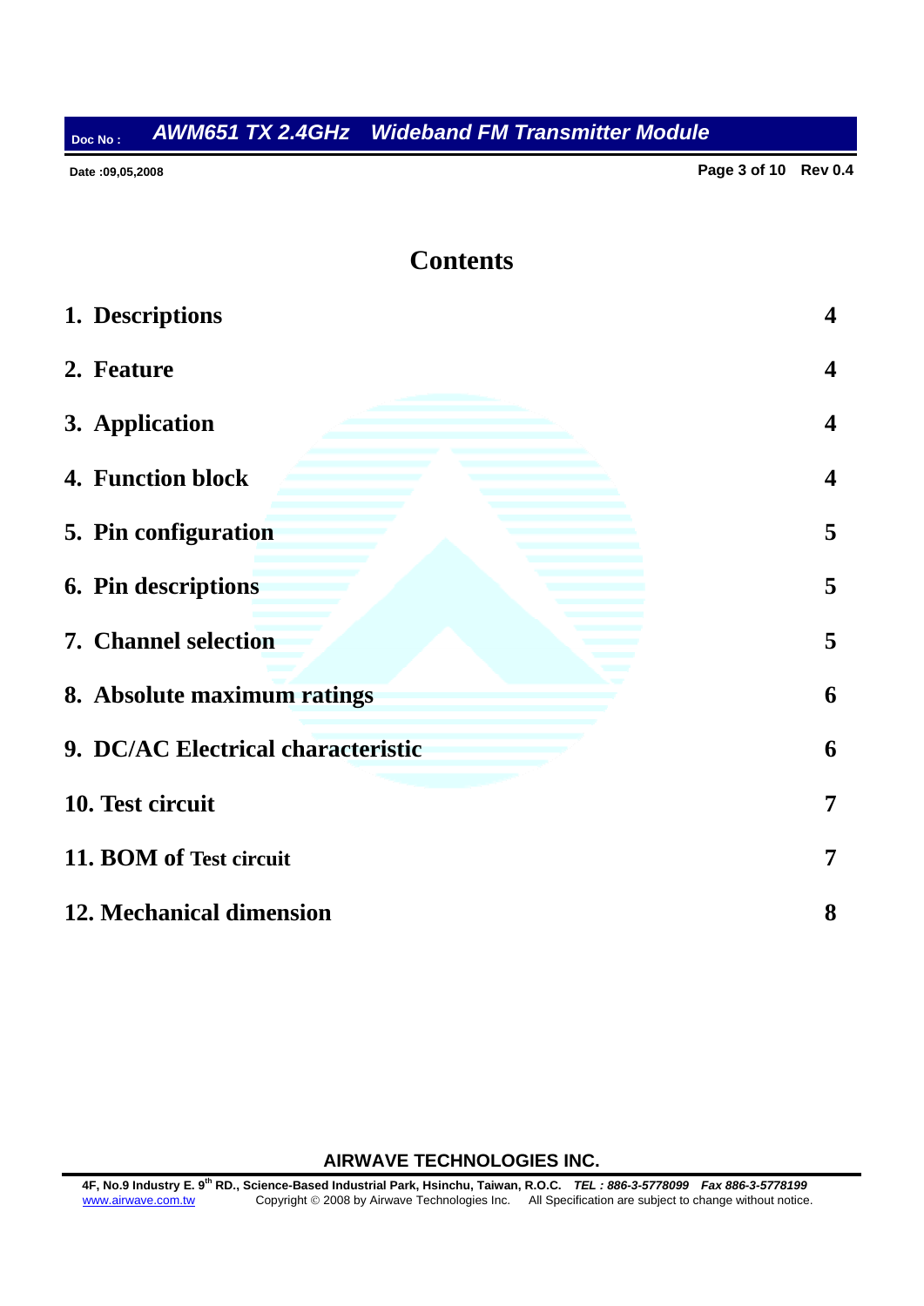# Contents

| | |
|---|---|
| **1. Descriptions** | **4** |
| **2. Feature** | **4** |
| **3. Application** | **4** |
| **4. Function block** | **4** |
| **5. Pin configuration** | **5** |
| **6. Pin descriptions** | **5** |
| **7. Channel selection** | **5** |
| **8. Absolute maximum ratings** | **6** |
| **9. DC/AC Electrical characteristic** | **6** |
| **10. Test circuit** | **7** |
| **11. BOM of Test circuit** | **7** |
| **12. Mechanical dimension** | **8** |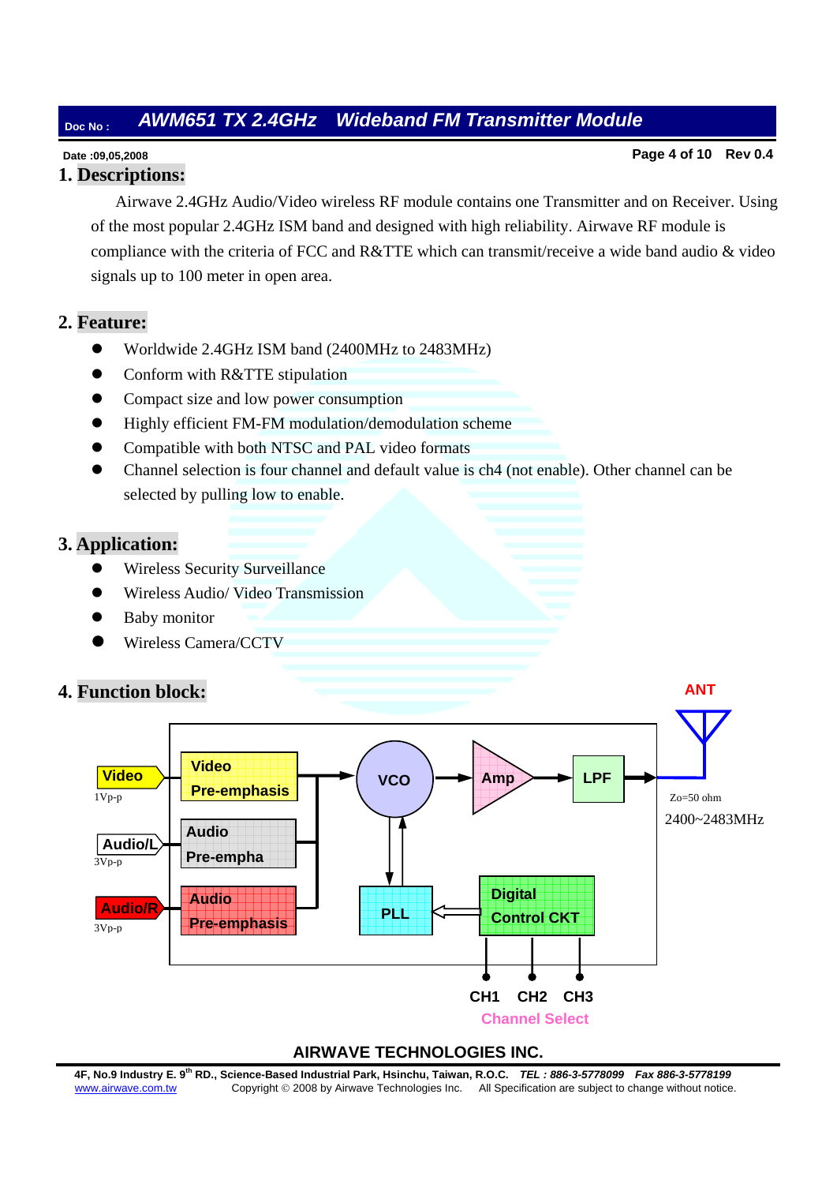## 1. Descriptions:

Airwave 2.4GHz Audio/Video wireless RF module contains one Transmitter and on Receiver. Using of the most popular 2.4GHz ISM band and designed with high reliability. Airwave RF module is compliance with the criteria of FCC and R&TTE which can transmit/receive a wide band audio & video signals up to 100 meter in open area.

## 2. Feature:

- Worldwide 2.4GHz ISM band (2400MHz to 2483MHz)
- Conform with R&TTE stipulation
- Compact size and low power consumption
- Highly efficient FM-FM modulation/demodulation scheme
- Compatible with both NTSC and PAL video formats
- Channel selection is four channel and default value is ch4 (not enable). Other channel can be selected by pulling low to enable.

## 3. Application:

- Wireless Security Surveillance
- Wireless Audio/ Video Transmission
- Baby monitor
- Wireless Camera/CCTV

## 4. Function block:

Video 1Vp-p → Video Pre-emphasis
Audio/L 3Vp-p → Audio Pre-empha
Audio/R 3Vp-p → Audio Pre-emphasis

VCO → Amp → LPF → ANT (Zo=50 ohm, 2400~2483MHz)

PLL ↔ VCO; Digital Control CKT → PLL

CH1 CH2 CH3 — Channel Select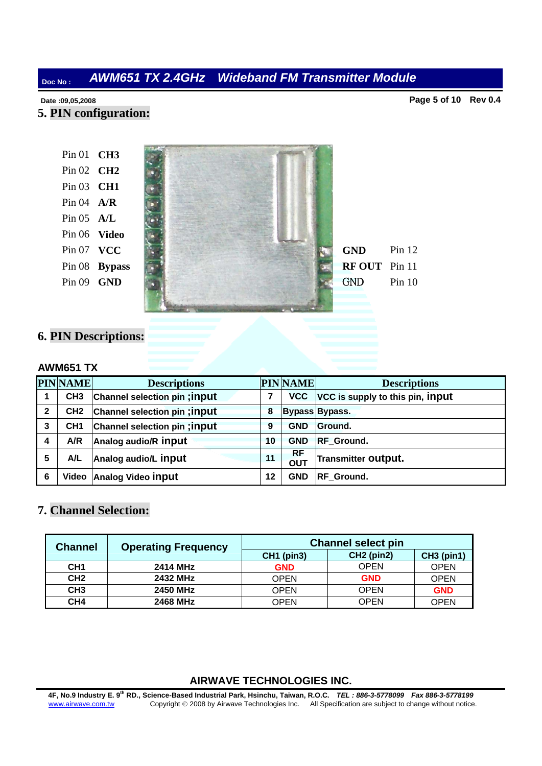## 5. PIN configuration:

Pin 01 **CH3**
Pin 02 **CH2**
Pin 03 **CH1**
Pin 04 **A/R**
Pin 05 **A/L**
Pin 06 **Video**
Pin 07 **VCC**
Pin 08 **Bypass**
Pin 09 **GND**

**GND** Pin 12
**RF OUT** Pin 11
**GND** Pin 10

## 6. PIN Descriptions:

### AWM651 TX

| PIN | NAME | Descriptions | PIN | NAME | Descriptions |
|---|---|---|---|---|---|
| 1 | CH3 | Channel selection pin ;input | 7 | VCC | VCC is supply to this pin, input |
| 2 | CH2 | Channel selection pin ;input | 8 | Bypass | Bypass. |
| 3 | CH1 | Channel selection pin ;input | 9 | GND | Ground. |
| 4 | A/R | Analog audio/R input | 10 | GND | RF_Ground. |
| 5 | A/L | Analog audio/L input | 11 | RF OUT | Transmitter output. |
| 6 | Video | Analog Video input | 12 | GND | RF_Ground. |

## 7. Channel Selection:

| Channel | Operating Frequency | Channel select pin | | |
|---|---|---|---|---|
| | | CH1 (pin3) | CH2 (pin2) | CH3 (pin1) |
| CH1 | 2414 MHz | GND | OPEN | OPEN |
| CH2 | 2432 MHz | OPEN | GND | OPEN |
| CH3 | 2450 MHz | OPEN | OPEN | GND |
| CH4 | 2468 MHz | OPEN | OPEN | OPEN |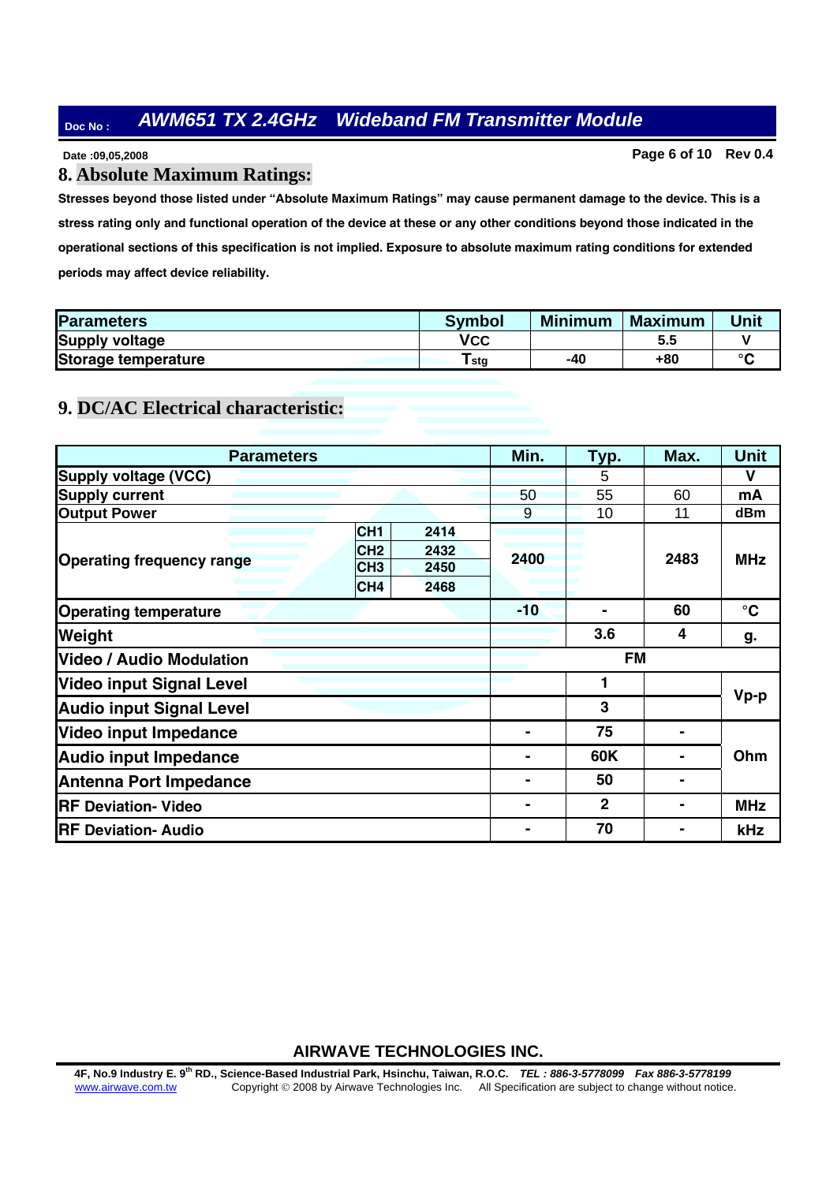## 8. Absolute Maximum Ratings:

**Stresses beyond those listed under "Absolute Maximum Ratings" may cause permanent damage to the device. This is a stress rating only and functional operation of the device at these or any other conditions beyond those indicated in the operational sections of this specification is not implied. Exposure to absolute maximum rating conditions for extended periods may affect device reliability.**

| Parameters | Symbol | Minimum | Maximum | Unit |
|---|---|---|---|---|
| Supply voltage | VCC | | 5.5 | V |
| Storage temperature | $T_{stg}$ | -40 | +80 | °C |

## 9. DC/AC Electrical characteristic:

| Parameters | | | Min. | Typ. | Max. | Unit |
|---|---|---|---|---|---|---|
| Supply voltage (VCC) | | | | 5 | | V |
| Supply current | | | 50 | 55 | 60 | mA |
| Output Power | | | 9 | 10 | 11 | dBm |
| Operating frequency range | CH1 | 2414 | 2400 | | 2483 | MHz |
| | CH2 | 2432 | | | | |
| | CH3 | 2450 | | | | |
| | CH4 | 2468 | | | | |
| Operating temperature | | | -10 | - | 60 | °C |
| Weight | | | | 3.6 | 4 | g. |
| Video / Audio Modulation | | | FM | | | |
| Video input Signal Level | | | | 1 | | Vp-p |
| Audio input Signal Level | | | | 3 | | Vp-p |
| Video input Impedance | | | - | 75 | - | Ohm |
| Audio input Impedance | | | - | 60K | - | Ohm |
| Antenna Port Impedance | | | - | 50 | - | Ohm |
| RF Deviation- Video | | | - | 2 | - | MHz |
| RF Deviation- Audio | | | - | 70 | - | kHz |

**AIRWAVE TECHNOLOGIES INC.**

4F, No.9 Industry E. 9th RD., Science-Based Industrial Park, Hsinchu, Taiwan, R.O.C. *TEL : 886-3-5778099 Fax 886-3-5778199*
www.airwave.com.tw Copyright © 2008 by Airwave Technologies Inc. All Specification are subject to change without notice.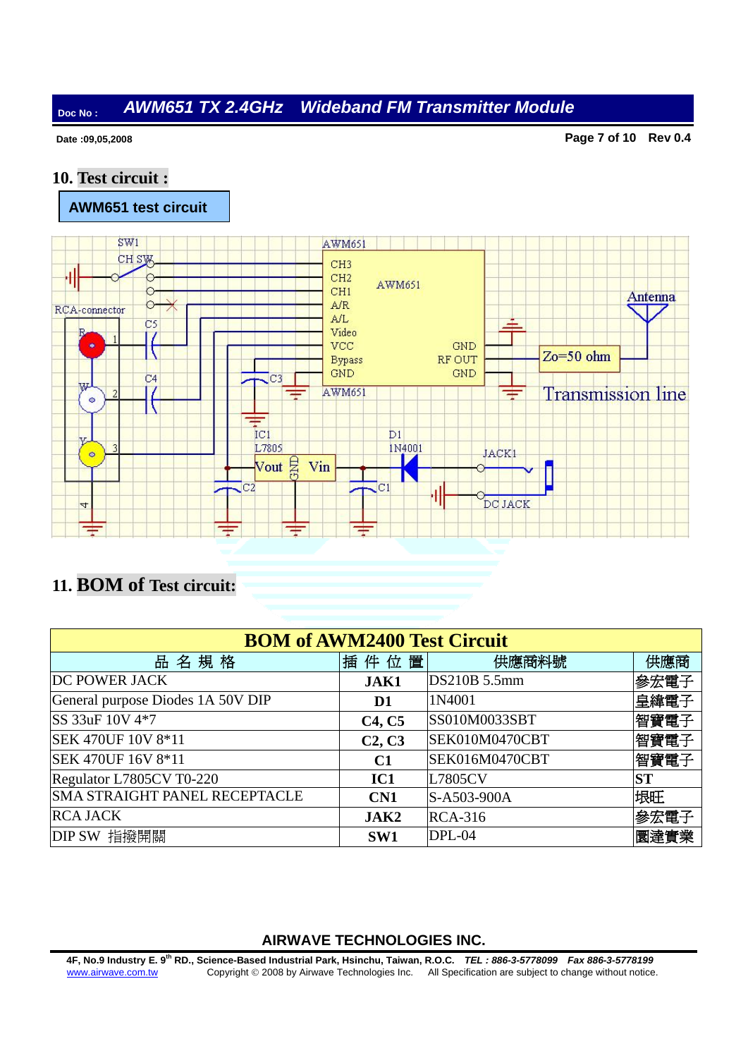## 10. Test circuit :

**AWM651 test circuit**

SW1 CH SW AWM651 CH3 CH2 CH1 A/R A/L Video VCC Bypass GND AWM651 GND RF OUT GND AWM651 Antenna RCA-connector R 1 W 2 Y 3 4 C5 C4 C3 Zo=50 ohm Transmission line IC1 L7805 Vout GND Vin C2 D1 1N4001 C1 JACK1 DC JACK

## 11. BOM of Test circuit:

| BOM of AWM2400 Test Circuit | | | |
|---|---|---|---|
| 品 名 規 格 | 插 件 位 置 | 供應商料號 | 供應商 |
| DC POWER JACK | **JAK1** | DS210B 5.5mm | 參宏電子 |
| General purpose Diodes 1A 50V DIP | **D1** | 1N4001 | 皇緯電子 |
| SS 33uF 10V 4*7 | **C4, C5** | SS010M0033SBT | 智寶電子 |
| SEK 470UF 10V 8*11 | **C2, C3** | SEK010M0470CBT | 智寶電子 |
| SEK 470UF 16V 8*11 | **C1** | SEK016M0470CBT | 智寶電子 |
| Regulator L7805CV T0-220 | **IC1** | L7805CV | **ST** |
| SMA STRAIGHT PANEL RECEPTACLE | **CN1** | S-A503-900A | 垠旺 |
| RCA JACK | **JAK2** | RCA-316 | 參宏電子 |
| DIP SW 指撥開關 | **SW1** | DPL-04 | 圖達實業 |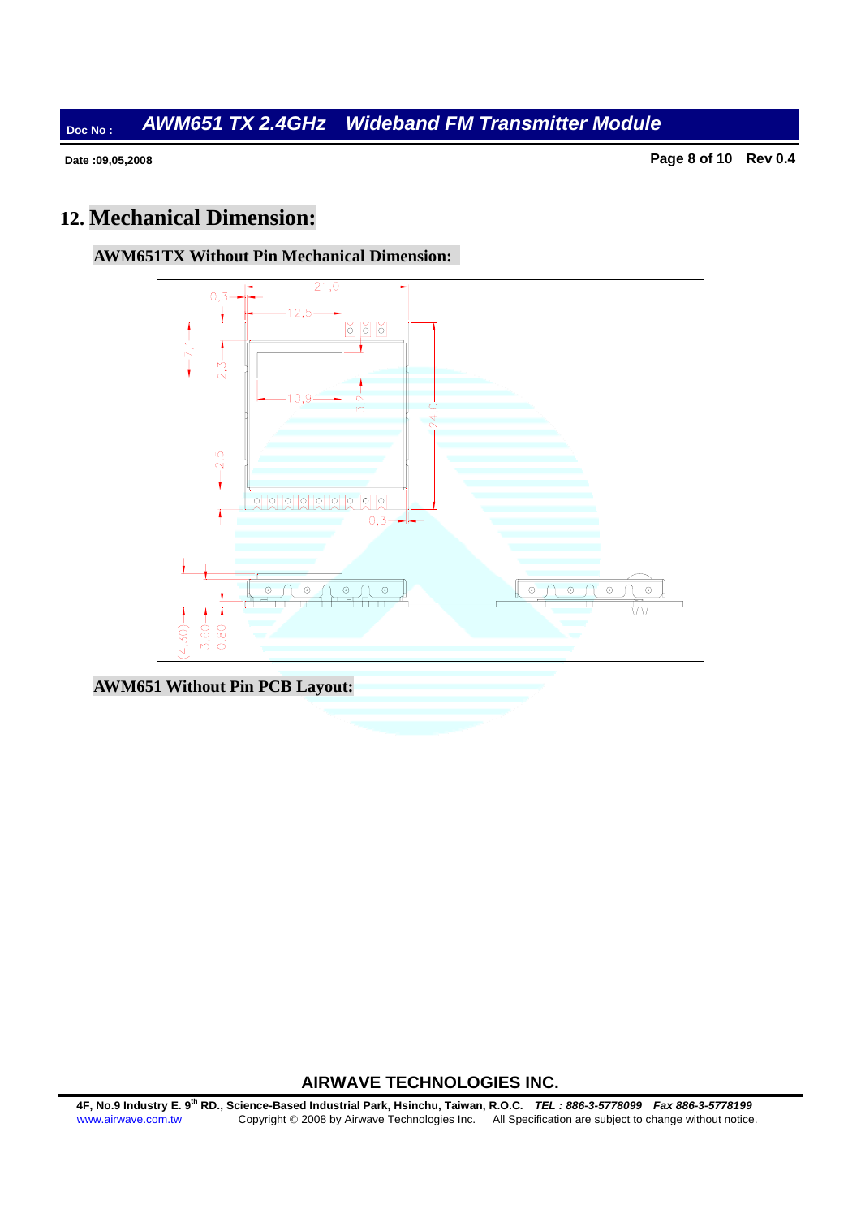## 12. Mechanical Dimension:

### AWM651TX Without Pin Mechanical Dimension:

### AWM651 Without Pin PCB Layout: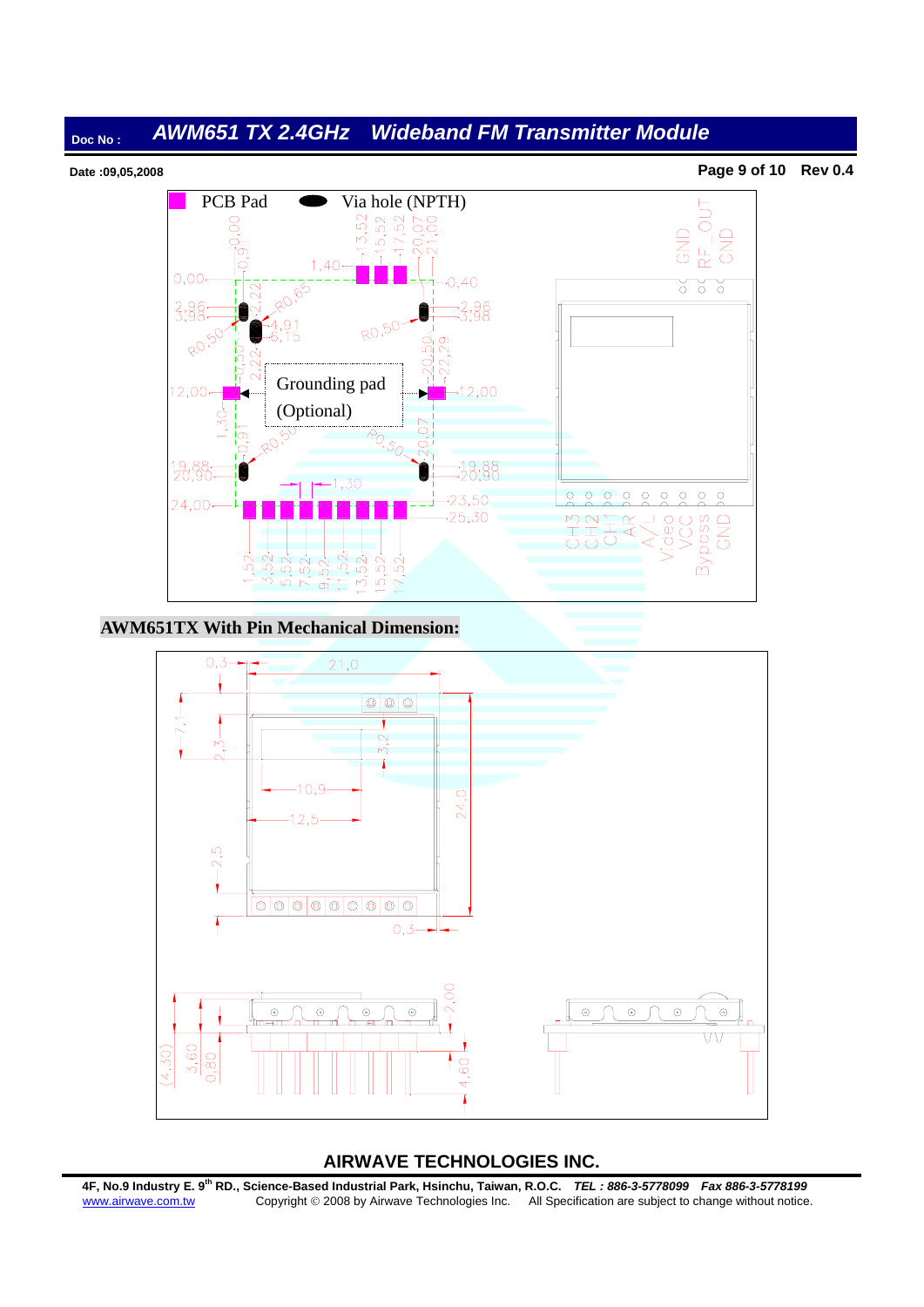PCB Pad    Via hole (NPTH)

Grounding pad (Optional)

GND RF_OUT GND

CH3 CH2 CH1 AR A/L Video VCC Bypass GND

**AWM651TX With Pin Mechanical Dimension:**

## AIRWAVE TECHNOLOGIES INC.

4F, No.9 Industry E. 9th RD., Science-Based Industrial Park, Hsinchu, Taiwan, R.O.C. *TEL : 886-3-5778099 Fax 886-3-5778199*

www.airwave.com.tw Copyright © 2008 by Airwave Technologies Inc. All Specification are subject to change without notice.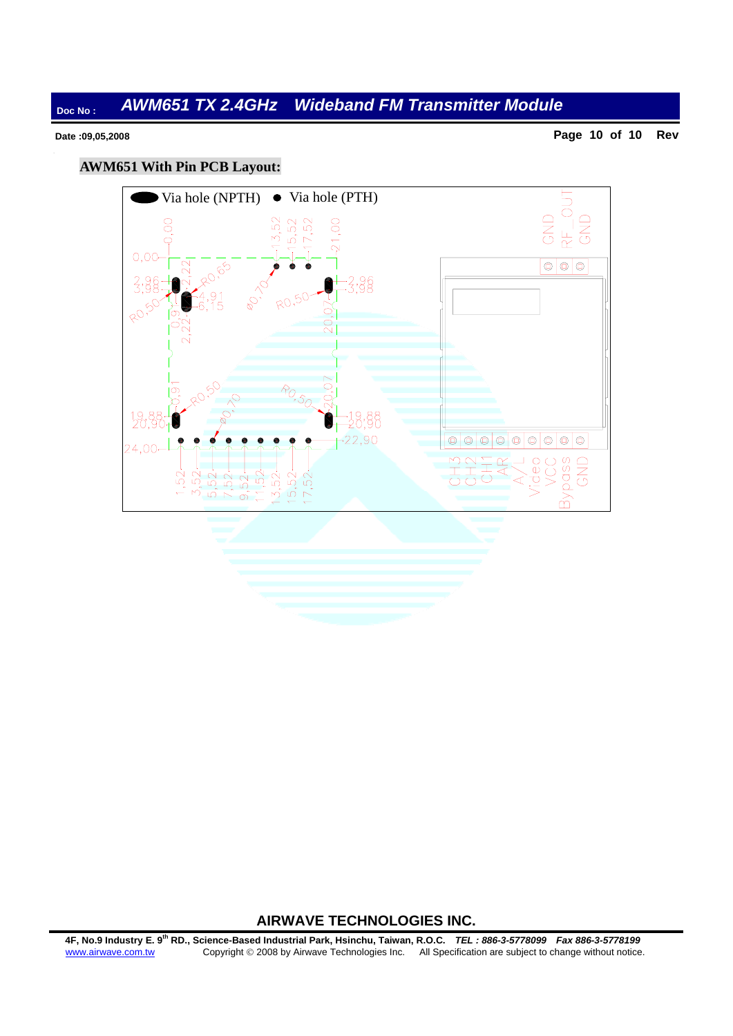## AWM651 With Pin PCB Layout:

Via hole (NPTH) Via hole (PTH)

0,00
13,52 15,52 17,52
21,00
0,00
2,96 3,98
2,22
R0,65
4,91 6,15
ø0,70
R0,50
2,96 3,98
R0,50
0,91
2,22
20,07
0,91
R0,50
ø0,70
R0,50
20,07
19,88 20,90
19,88 20,90
24,00
22,90
1,52 3,52 5,52 7,52 9,52 11,52 13,52 15,52 17,52

GND RF_OUT GND

CH3 CH2 CH1 AR A/L Video VCC Bypass GND

**AIRWAVE TECHNOLOGIES INC.**

**4F, No.9 Industry E. 9th RD., Science-Based Industrial Park, Hsinchu, Taiwan, R.O.C.** ***TEL : 886-3-5778099 Fax 886-3-5778199***
www.airwave.com.tw Copyright © 2008 by Airwave Technologies Inc. All Specification are subject to change without notice.